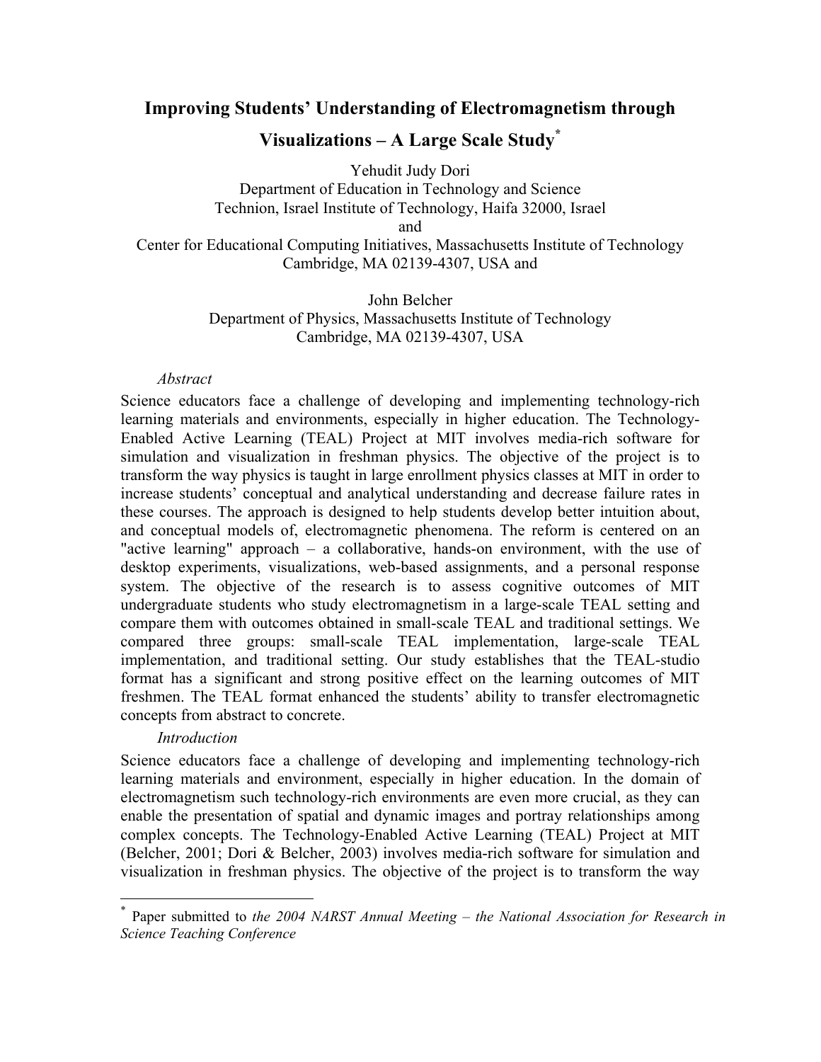# Improving Students' Understanding of Electromagnetism through Visualizations – A Large Scale Study[*]

Yehudit Judy Dori
Department of Education in Technology and Science
Technion, Israel Institute of Technology, Haifa 32000, Israel
and
Center for Educational Computing Initiatives, Massachusetts Institute of Technology
Cambridge, MA 02139-4307, USA and

John Belcher
Department of Physics, Massachusetts Institute of Technology
Cambridge, MA 02139-4307, USA

*Abstract*

Science educators face a challenge of developing and implementing technology-rich learning materials and environments, especially in higher education. The Technology-Enabled Active Learning (TEAL) Project at MIT involves media-rich software for simulation and visualization in freshman physics. The objective of the project is to transform the way physics is taught in large enrollment physics classes at MIT in order to increase students' conceptual and analytical understanding and decrease failure rates in these courses. The approach is designed to help students develop better intuition about, and conceptual models of, electromagnetic phenomena. The reform is centered on an "active learning" approach – a collaborative, hands-on environment, with the use of desktop experiments, visualizations, web-based assignments, and a personal response system. The objective of the research is to assess cognitive outcomes of MIT undergraduate students who study electromagnetism in a large-scale TEAL setting and compare them with outcomes obtained in small-scale TEAL and traditional settings. We compared three groups: small-scale TEAL implementation, large-scale TEAL implementation, and traditional setting. Our study establishes that the TEAL-studio format has a significant and strong positive effect on the learning outcomes of MIT freshmen. The TEAL format enhanced the students' ability to transfer electromagnetic concepts from abstract to concrete.

*Introduction*

Science educators face a challenge of developing and implementing technology-rich learning materials and environment, especially in higher education. In the domain of electromagnetism such technology-rich environments are even more crucial, as they can enable the presentation of spatial and dynamic images and portray relationships among complex concepts. The Technology-Enabled Active Learning (TEAL) Project at MIT (Belcher, 2001; Dori & Belcher, 2003) involves media-rich software for simulation and visualization in freshman physics. The objective of the project is to transform the way

---

[*] Paper submitted to *the 2004 NARST Annual Meeting – the National Association for Research in Science Teaching Conference*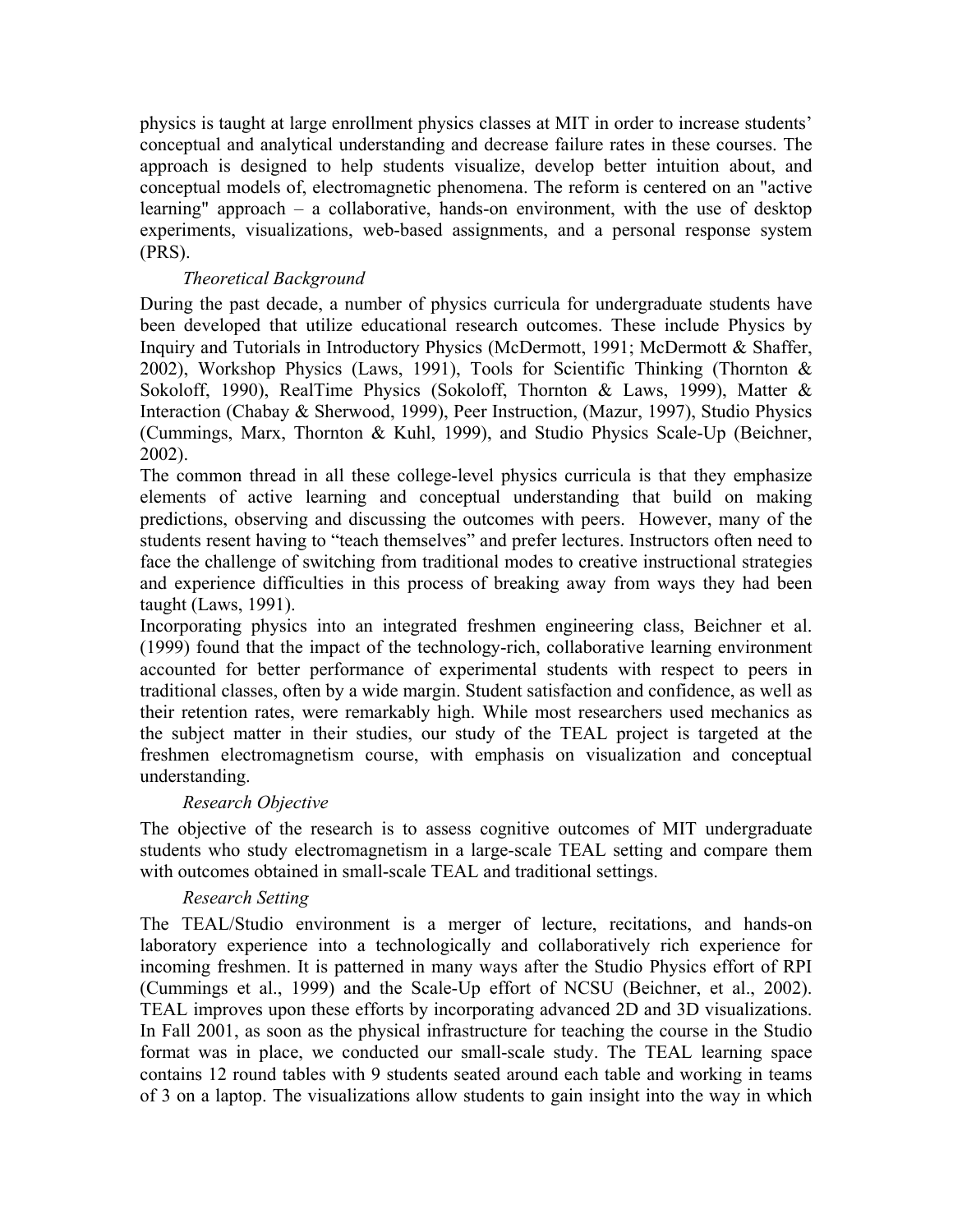physics is taught at large enrollment physics classes at MIT in order to increase students' conceptual and analytical understanding and decrease failure rates in these courses. The approach is designed to help students visualize, develop better intuition about, and conceptual models of, electromagnetic phenomena. The reform is centered on an "active learning" approach – a collaborative, hands-on environment, with the use of desktop experiments, visualizations, web-based assignments, and a personal response system (PRS).

### *Theoretical Background*

During the past decade, a number of physics curricula for undergraduate students have been developed that utilize educational research outcomes. These include Physics by Inquiry and Tutorials in Introductory Physics (McDermott, 1991; McDermott & Shaffer, 2002), Workshop Physics (Laws, 1991), Tools for Scientific Thinking (Thornton & Sokoloff, 1990), RealTime Physics (Sokoloff, Thornton & Laws, 1999), Matter & Interaction (Chabay & Sherwood, 1999), Peer Instruction, (Mazur, 1997), Studio Physics (Cummings, Marx, Thornton & Kuhl, 1999), and Studio Physics Scale-Up (Beichner, 2002).

The common thread in all these college-level physics curricula is that they emphasize elements of active learning and conceptual understanding that build on making predictions, observing and discussing the outcomes with peers. However, many of the students resent having to "teach themselves" and prefer lectures. Instructors often need to face the challenge of switching from traditional modes to creative instructional strategies and experience difficulties in this process of breaking away from ways they had been taught (Laws, 1991).

Incorporating physics into an integrated freshmen engineering class, Beichner et al. (1999) found that the impact of the technology-rich, collaborative learning environment accounted for better performance of experimental students with respect to peers in traditional classes, often by a wide margin. Student satisfaction and confidence, as well as their retention rates, were remarkably high. While most researchers used mechanics as the subject matter in their studies, our study of the TEAL project is targeted at the freshmen electromagnetism course, with emphasis on visualization and conceptual understanding.

### *Research Objective*

The objective of the research is to assess cognitive outcomes of MIT undergraduate students who study electromagnetism in a large-scale TEAL setting and compare them with outcomes obtained in small-scale TEAL and traditional settings.

### *Research Setting*

The TEAL/Studio environment is a merger of lecture, recitations, and hands-on laboratory experience into a technologically and collaboratively rich experience for incoming freshmen. It is patterned in many ways after the Studio Physics effort of RPI (Cummings et al., 1999) and the Scale-Up effort of NCSU (Beichner, et al., 2002). TEAL improves upon these efforts by incorporating advanced 2D and 3D visualizations. In Fall 2001, as soon as the physical infrastructure for teaching the course in the Studio format was in place, we conducted our small-scale study. The TEAL learning space contains 12 round tables with 9 students seated around each table and working in teams of 3 on a laptop. The visualizations allow students to gain insight into the way in which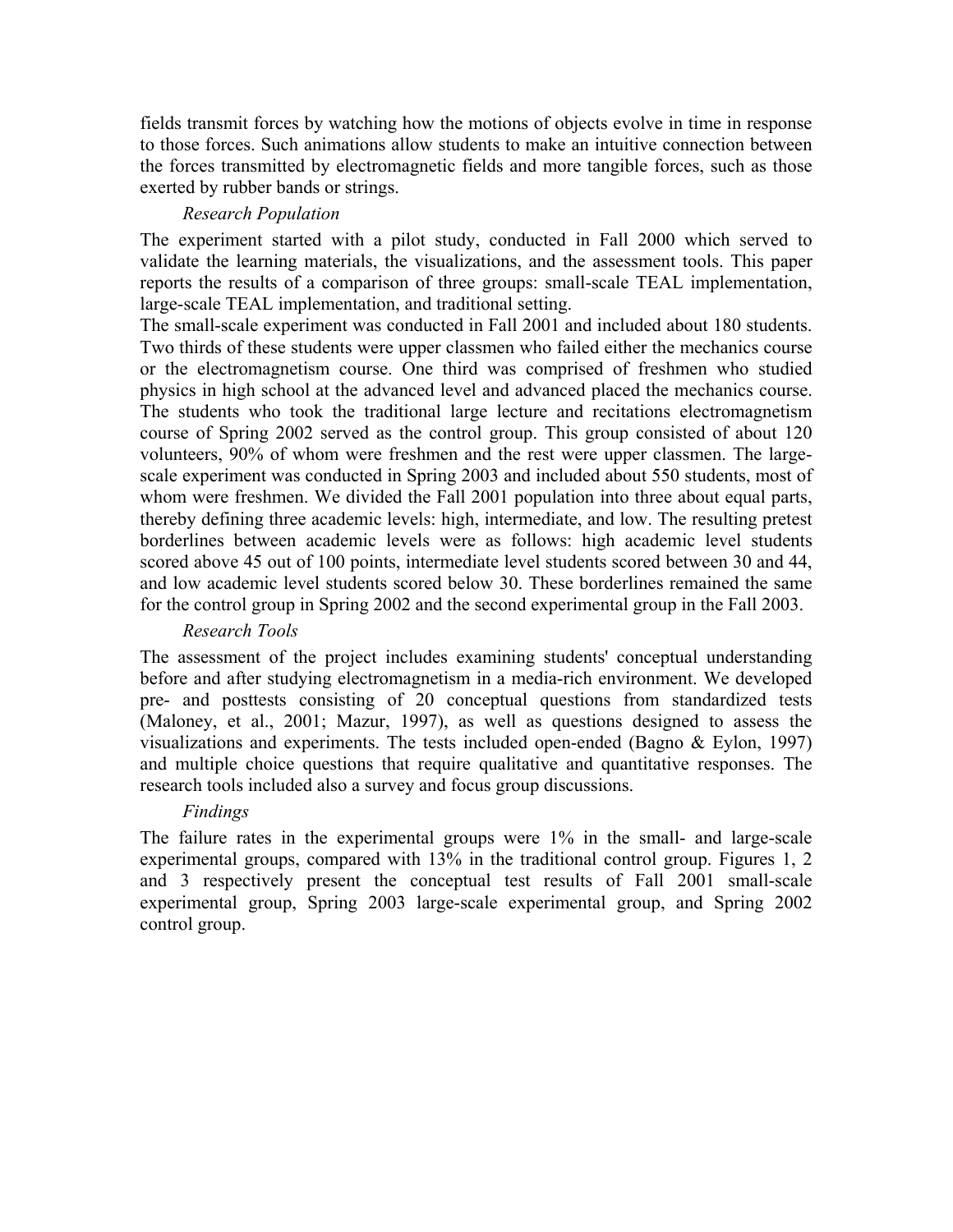fields transmit forces by watching how the motions of objects evolve in time in response to those forces. Such animations allow students to make an intuitive connection between the forces transmitted by electromagnetic fields and more tangible forces, such as those exerted by rubber bands or strings.

### *Research Population*

The experiment started with a pilot study, conducted in Fall 2000 which served to validate the learning materials, the visualizations, and the assessment tools. This paper reports the results of a comparison of three groups: small-scale TEAL implementation, large-scale TEAL implementation, and traditional setting.

The small-scale experiment was conducted in Fall 2001 and included about 180 students. Two thirds of these students were upper classmen who failed either the mechanics course or the electromagnetism course. One third was comprised of freshmen who studied physics in high school at the advanced level and advanced placed the mechanics course. The students who took the traditional large lecture and recitations electromagnetism course of Spring 2002 served as the control group. This group consisted of about 120 volunteers, 90% of whom were freshmen and the rest were upper classmen. The large-scale experiment was conducted in Spring 2003 and included about 550 students, most of whom were freshmen. We divided the Fall 2001 population into three about equal parts, thereby defining three academic levels: high, intermediate, and low. The resulting pretest borderlines between academic levels were as follows: high academic level students scored above 45 out of 100 points, intermediate level students scored between 30 and 44, and low academic level students scored below 30. These borderlines remained the same for the control group in Spring 2002 and the second experimental group in the Fall 2003.

### *Research Tools*

The assessment of the project includes examining students' conceptual understanding before and after studying electromagnetism in a media-rich environment. We developed pre- and posttests consisting of 20 conceptual questions from standardized tests (Maloney, et al., 2001; Mazur, 1997), as well as questions designed to assess the visualizations and experiments. The tests included open-ended (Bagno & Eylon, 1997) and multiple choice questions that require qualitative and quantitative responses. The research tools included also a survey and focus group discussions.

### *Findings*

The failure rates in the experimental groups were 1% in the small- and large-scale experimental groups, compared with 13% in the traditional control group. Figures 1, 2 and 3 respectively present the conceptual test results of Fall 2001 small-scale experimental group, Spring 2003 large-scale experimental group, and Spring 2002 control group.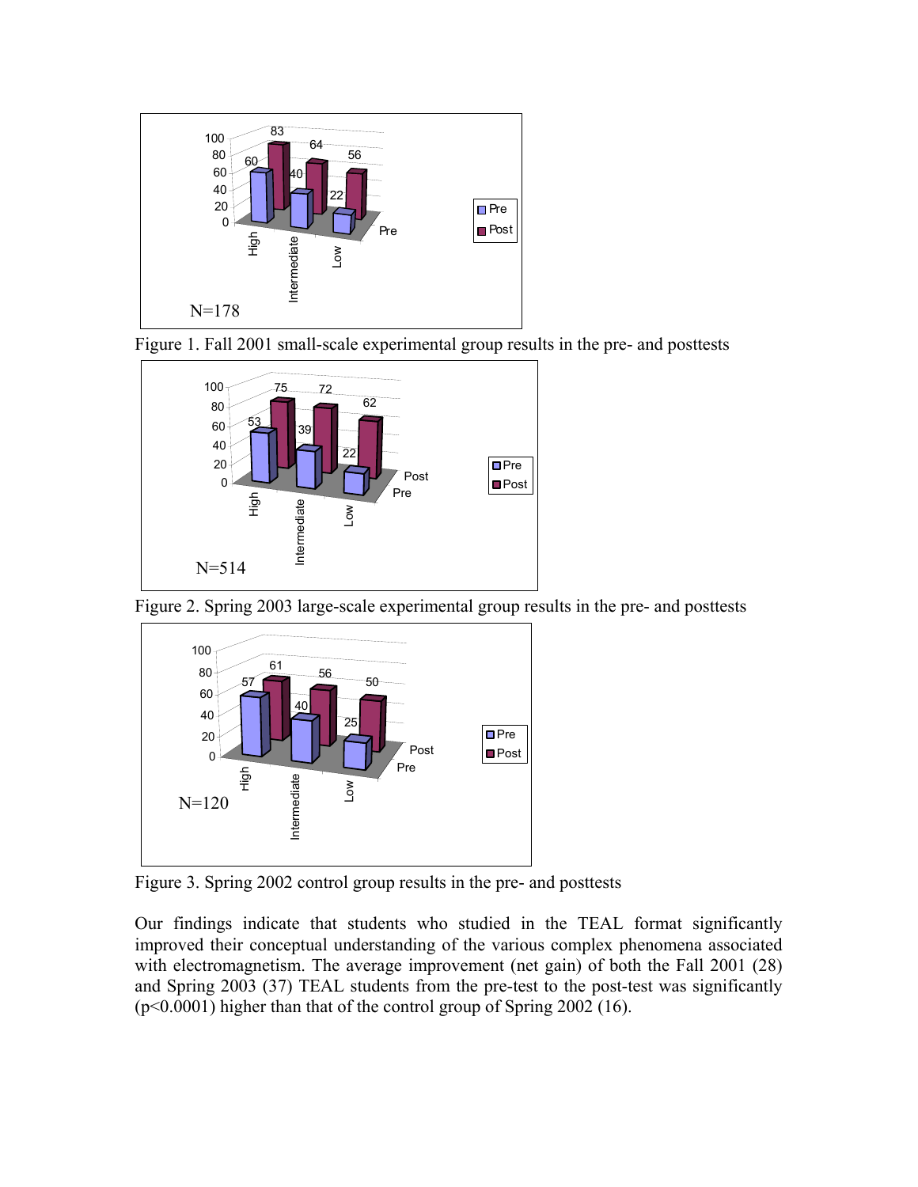Figure 1. Fall 2001 small-scale experimental group results in the pre- and posttests

Figure 2. Spring 2003 large-scale experimental group results in the pre- and posttests

Figure 3. Spring 2002 control group results in the pre- and posttests

Our findings indicate that students who studied in the TEAL format significantly improved their conceptual understanding of the various complex phenomena associated with electromagnetism. The average improvement (net gain) of both the Fall 2001 (28) and Spring 2003 (37) TEAL students from the pre-test to the post-test was significantly ($p<0.0001$) higher than that of the control group of Spring 2002 (16).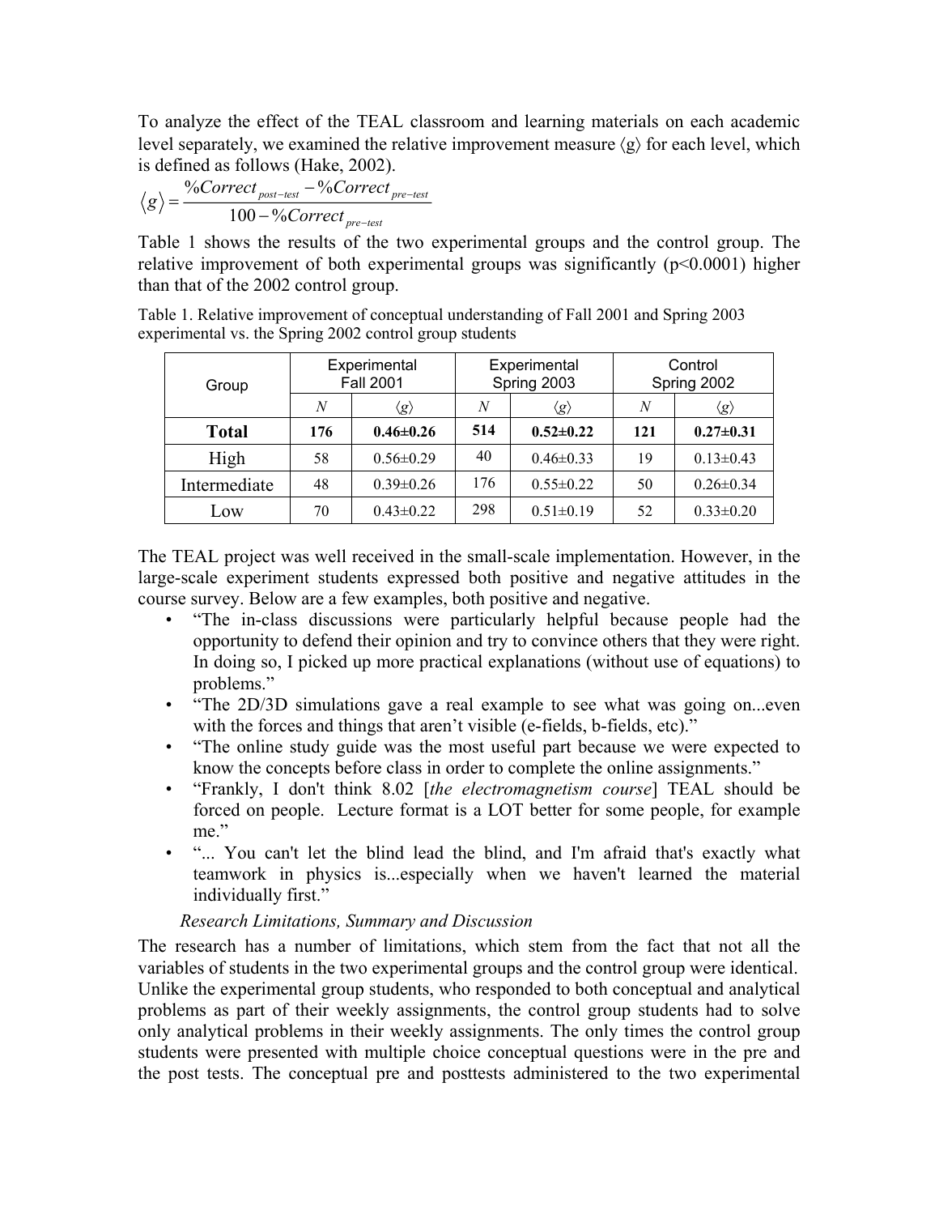To analyze the effect of the TEAL classroom and learning materials on each academic level separately, we examined the relative improvement measure ⟨g⟩ for each level, which is defined as follows (Hake, 2002).

$$\langle g \rangle = \frac{\%Correct_{post-test} - \%Correct_{pre-test}}{100 - \%Correct_{pre-test}}$$

Table 1 shows the results of the two experimental groups and the control group. The relative improvement of both experimental groups was significantly ($p<0.0001$) higher than that of the 2002 control group.

Table 1. Relative improvement of conceptual understanding of Fall 2001 and Spring 2003 experimental vs. the Spring 2002 control group students

| Group | Experimental Fall 2001 | | Experimental Spring 2003 | | Control Spring 2002 | |
|---|---|---|---|---|---|---|
| | $N$ | $\langle g \rangle$ | $N$ | $\langle g \rangle$ | $N$ | $\langle g \rangle$ |
| **Total** | **176** | **0.46±0.26** | **514** | **0.52±0.22** | **121** | **0.27±0.31** |
| High | 58 | 0.56±0.29 | 40 | 0.46±0.33 | 19 | 0.13±0.43 |
| Intermediate | 48 | 0.39±0.26 | 176 | 0.55±0.22 | 50 | 0.26±0.34 |
| Low | 70 | 0.43±0.22 | 298 | 0.51±0.19 | 52 | 0.33±0.20 |

The TEAL project was well received in the small-scale implementation. However, in the large-scale experiment students expressed both positive and negative attitudes in the course survey. Below are a few examples, both positive and negative.

- "The in-class discussions were particularly helpful because people had the opportunity to defend their opinion and try to convince others that they were right. In doing so, I picked up more practical explanations (without use of equations) to problems."
- "The 2D/3D simulations gave a real example to see what was going on...even with the forces and things that aren't visible (e-fields, b-fields, etc)."
- "The online study guide was the most useful part because we were expected to know the concepts before class in order to complete the online assignments."
- "Frankly, I don't think 8.02 [*the electromagnetism course*] TEAL should be forced on people. Lecture format is a LOT better for some people, for example me."
- "... You can't let the blind lead the blind, and I'm afraid that's exactly what teamwork in physics is...especially when we haven't learned the material individually first."

*Research Limitations, Summary and Discussion*

The research has a number of limitations, which stem from the fact that not all the variables of students in the two experimental groups and the control group were identical. Unlike the experimental group students, who responded to both conceptual and analytical problems as part of their weekly assignments, the control group students had to solve only analytical problems in their weekly assignments. The only times the control group students were presented with multiple choice conceptual questions were in the pre and the post tests. The conceptual pre and posttests administered to the two experimental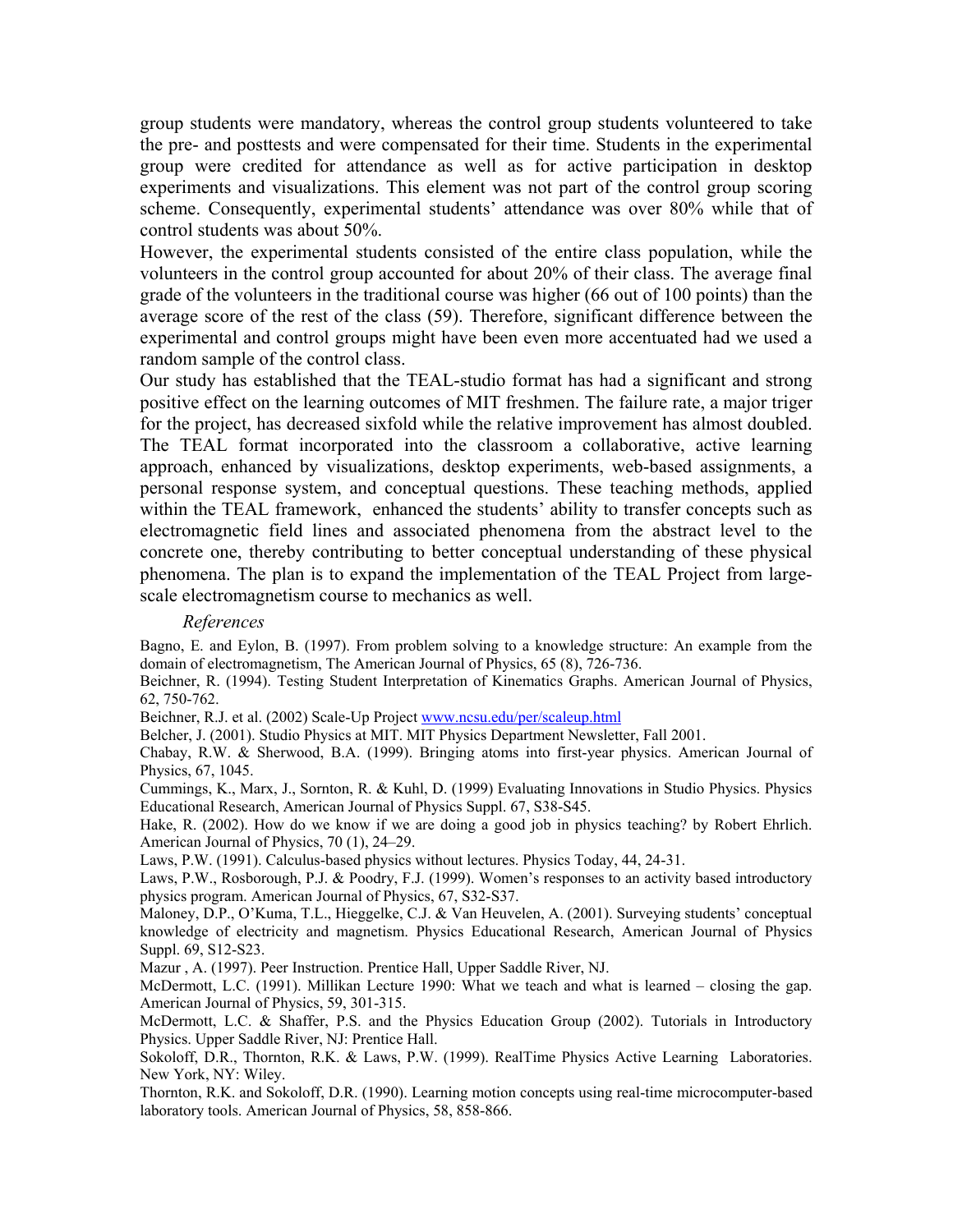group students were mandatory, whereas the control group students volunteered to take the pre- and posttests and were compensated for their time. Students in the experimental group were credited for attendance as well as for active participation in desktop experiments and visualizations. This element was not part of the control group scoring scheme. Consequently, experimental students' attendance was over 80% while that of control students was about 50%.

However, the experimental students consisted of the entire class population, while the volunteers in the control group accounted for about 20% of their class. The average final grade of the volunteers in the traditional course was higher (66 out of 100 points) than the average score of the rest of the class (59). Therefore, significant difference between the experimental and control groups might have been even more accentuated had we used a random sample of the control class.

Our study has established that the TEAL-studio format has had a significant and strong positive effect on the learning outcomes of MIT freshmen. The failure rate, a major triger for the project, has decreased sixfold while the relative improvement has almost doubled. The TEAL format incorporated into the classroom a collaborative, active learning approach, enhanced by visualizations, desktop experiments, web-based assignments, a personal response system, and conceptual questions. These teaching methods, applied within the TEAL framework, enhanced the students' ability to transfer concepts such as electromagnetic field lines and associated phenomena from the abstract level to the concrete one, thereby contributing to better conceptual understanding of these physical phenomena. The plan is to expand the implementation of the TEAL Project from large-scale electromagnetism course to mechanics as well.

*References*

Bagno, E. and Eylon, B. (1997). From problem solving to a knowledge structure: An example from the domain of electromagnetism, The American Journal of Physics, 65 (8), 726-736.

Beichner, R. (1994). Testing Student Interpretation of Kinematics Graphs. American Journal of Physics, 62, 750-762.

Beichner, R.J. et al. (2002) Scale-Up Project www.ncsu.edu/per/scaleup.html

Belcher, J. (2001). Studio Physics at MIT. MIT Physics Department Newsletter, Fall 2001.

Chabay, R.W. & Sherwood, B.A. (1999). Bringing atoms into first-year physics. American Journal of Physics, 67, 1045.

Cummings, K., Marx, J., Sornton, R. & Kuhl, D. (1999) Evaluating Innovations in Studio Physics. Physics Educational Research, American Journal of Physics Suppl. 67, S38-S45.

Hake, R. (2002). How do we know if we are doing a good job in physics teaching? by Robert Ehrlich. American Journal of Physics, 70 (1), 24–29.

Laws, P.W. (1991). Calculus-based physics without lectures. Physics Today, 44, 24-31.

Laws, P.W., Rosborough, P.J. & Poodry, F.J. (1999). Women's responses to an activity based introductory physics program. American Journal of Physics, 67, S32-S37.

Maloney, D.P., O'Kuma, T.L., Hieggelke, C.J. & Van Heuvelen, A. (2001). Surveying students' conceptual knowledge of electricity and magnetism. Physics Educational Research, American Journal of Physics Suppl. 69, S12-S23.

Mazur , A. (1997). Peer Instruction. Prentice Hall, Upper Saddle River, NJ.

McDermott, L.C. (1991). Millikan Lecture 1990: What we teach and what is learned – closing the gap. American Journal of Physics, 59, 301-315.

McDermott, L.C. & Shaffer, P.S. and the Physics Education Group (2002). Tutorials in Introductory Physics. Upper Saddle River, NJ: Prentice Hall.

Sokoloff, D.R., Thornton, R.K. & Laws, P.W. (1999). RealTime Physics Active Learning Laboratories. New York, NY: Wiley.

Thornton, R.K. and Sokoloff, D.R. (1990). Learning motion concepts using real-time microcomputer-based laboratory tools. American Journal of Physics, 58, 858-866.